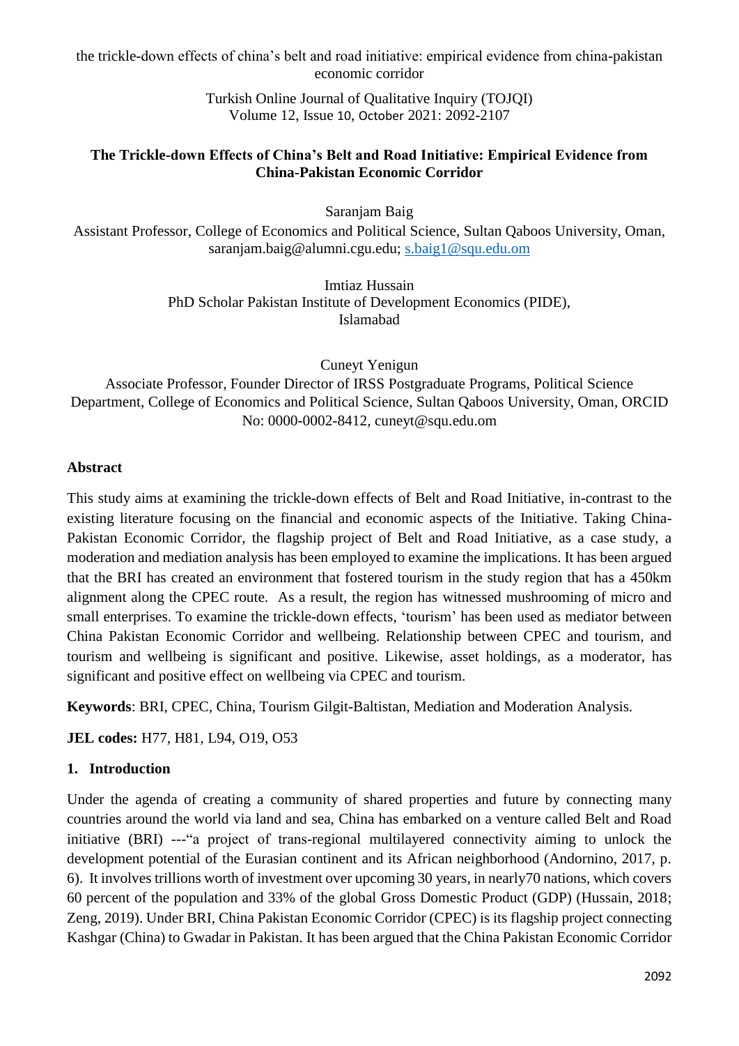# The Trickle-down Effects of China's Belt and Road Initiative: Empirical Evidence from China-Pakistan Economic Corridor

Saranjam Baig

Assistant Professor, College of Economics and Political Science, Sultan Qaboos University, Oman, saranjam.baig@alumni.cgu.edu; s.baig1@squ.edu.om

Imtiaz Hussain

PhD Scholar Pakistan Institute of Development Economics (PIDE), Islamabad

Cuneyt Yenigun

Associate Professor, Founder Director of IRSS Postgraduate Programs, Political Science Department, College of Economics and Political Science, Sultan Qaboos University, Oman, ORCID No: 0000-0002-8412, cuneyt@squ.edu.om

## Abstract

This study aims at examining the trickle-down effects of Belt and Road Initiative, in-contrast to the existing literature focusing on the financial and economic aspects of the Initiative. Taking China-Pakistan Economic Corridor, the flagship project of Belt and Road Initiative, as a case study, a moderation and mediation analysis has been employed to examine the implications. It has been argued that the BRI has created an environment that fostered tourism in the study region that has a 450km alignment along the CPEC route. As a result, the region has witnessed mushrooming of micro and small enterprises. To examine the trickle-down effects, 'tourism' has been used as mediator between China Pakistan Economic Corridor and wellbeing. Relationship between CPEC and tourism, and tourism and wellbeing is significant and positive. Likewise, asset holdings, as a moderator, has significant and positive effect on wellbeing via CPEC and tourism.

**Keywords**: BRI, CPEC, China, Tourism Gilgit-Baltistan, Mediation and Moderation Analysis.

**JEL codes:** H77, H81, L94, O19, O53

## 1. Introduction

Under the agenda of creating a community of shared properties and future by connecting many countries around the world via land and sea, China has embarked on a venture called Belt and Road initiative (BRI) ---"a project of trans-regional multilayered connectivity aiming to unlock the development potential of the Eurasian continent and its African neighborhood (Andornino, 2017, p. 6). It involves trillions worth of investment over upcoming 30 years, in nearly70 nations, which covers 60 percent of the population and 33% of the global Gross Domestic Product (GDP) (Hussain, 2018; Zeng, 2019). Under BRI, China Pakistan Economic Corridor (CPEC) is its flagship project connecting Kashgar (China) to Gwadar in Pakistan. It has been argued that the China Pakistan Economic Corridor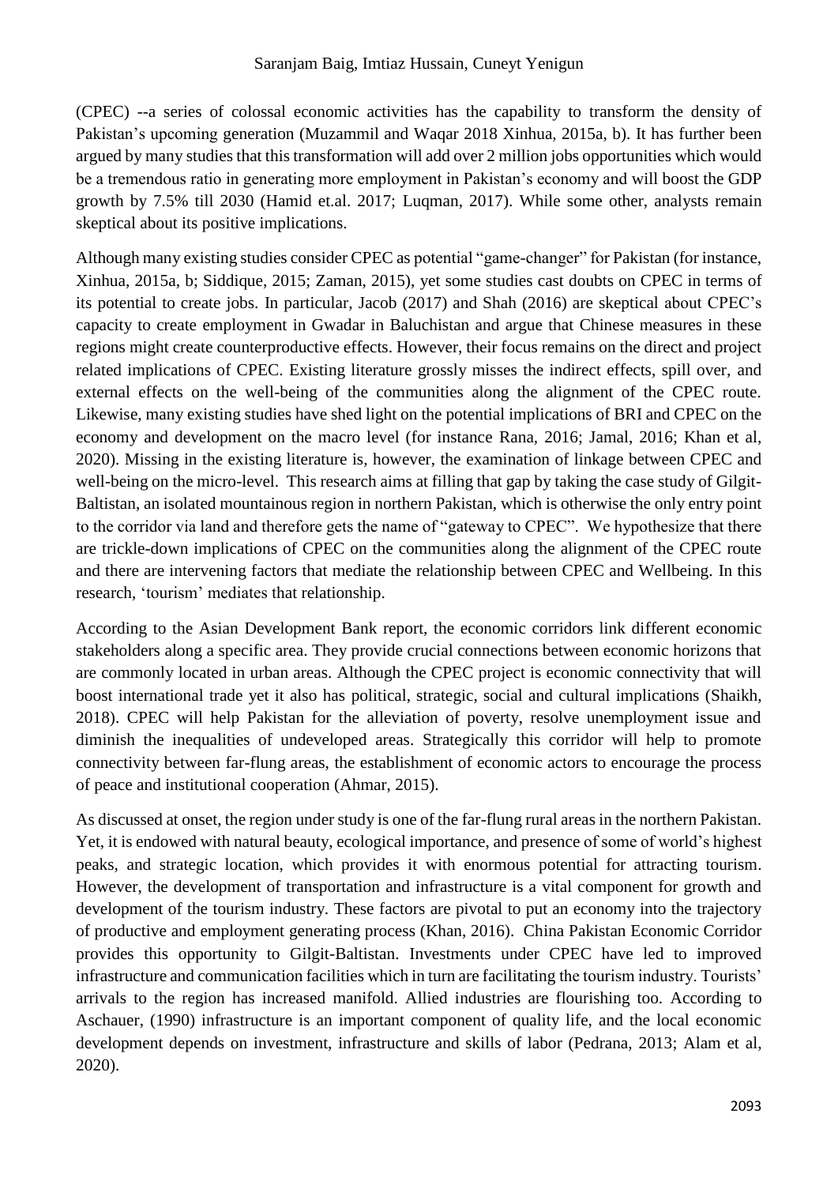(CPEC) --a series of colossal economic activities has the capability to transform the density of Pakistan's upcoming generation (Muzammil and Waqar 2018 Xinhua, 2015a, b). It has further been argued by many studies that this transformation will add over 2 million jobs opportunities which would be a tremendous ratio in generating more employment in Pakistan's economy and will boost the GDP growth by 7.5% till 2030 (Hamid et.al. 2017; Luqman, 2017). While some other, analysts remain skeptical about its positive implications.

Although many existing studies consider CPEC as potential "game-changer" for Pakistan (for instance, Xinhua, 2015a, b; Siddique, 2015; Zaman, 2015), yet some studies cast doubts on CPEC in terms of its potential to create jobs. In particular, Jacob (2017) and Shah (2016) are skeptical about CPEC's capacity to create employment in Gwadar in Baluchistan and argue that Chinese measures in these regions might create counterproductive effects. However, their focus remains on the direct and project related implications of CPEC. Existing literature grossly misses the indirect effects, spill over, and external effects on the well-being of the communities along the alignment of the CPEC route. Likewise, many existing studies have shed light on the potential implications of BRI and CPEC on the economy and development on the macro level (for instance Rana, 2016; Jamal, 2016; Khan et al, 2020). Missing in the existing literature is, however, the examination of linkage between CPEC and well-being on the micro-level. This research aims at filling that gap by taking the case study of Gilgit-Baltistan, an isolated mountainous region in northern Pakistan, which is otherwise the only entry point to the corridor via land and therefore gets the name of "gateway to CPEC". We hypothesize that there are trickle-down implications of CPEC on the communities along the alignment of the CPEC route and there are intervening factors that mediate the relationship between CPEC and Wellbeing. In this research, 'tourism' mediates that relationship.

According to the Asian Development Bank report, the economic corridors link different economic stakeholders along a specific area. They provide crucial connections between economic horizons that are commonly located in urban areas. Although the CPEC project is economic connectivity that will boost international trade yet it also has political, strategic, social and cultural implications (Shaikh, 2018). CPEC will help Pakistan for the alleviation of poverty, resolve unemployment issue and diminish the inequalities of undeveloped areas. Strategically this corridor will help to promote connectivity between far-flung areas, the establishment of economic actors to encourage the process of peace and institutional cooperation (Ahmar, 2015).

As discussed at onset, the region under study is one of the far-flung rural areas in the northern Pakistan. Yet, it is endowed with natural beauty, ecological importance, and presence of some of world's highest peaks, and strategic location, which provides it with enormous potential for attracting tourism. However, the development of transportation and infrastructure is a vital component for growth and development of the tourism industry. These factors are pivotal to put an economy into the trajectory of productive and employment generating process (Khan, 2016). China Pakistan Economic Corridor provides this opportunity to Gilgit-Baltistan. Investments under CPEC have led to improved infrastructure and communication facilities which in turn are facilitating the tourism industry. Tourists' arrivals to the region has increased manifold. Allied industries are flourishing too. According to Aschauer, (1990) infrastructure is an important component of quality life, and the local economic development depends on investment, infrastructure and skills of labor (Pedrana, 2013; Alam et al, 2020).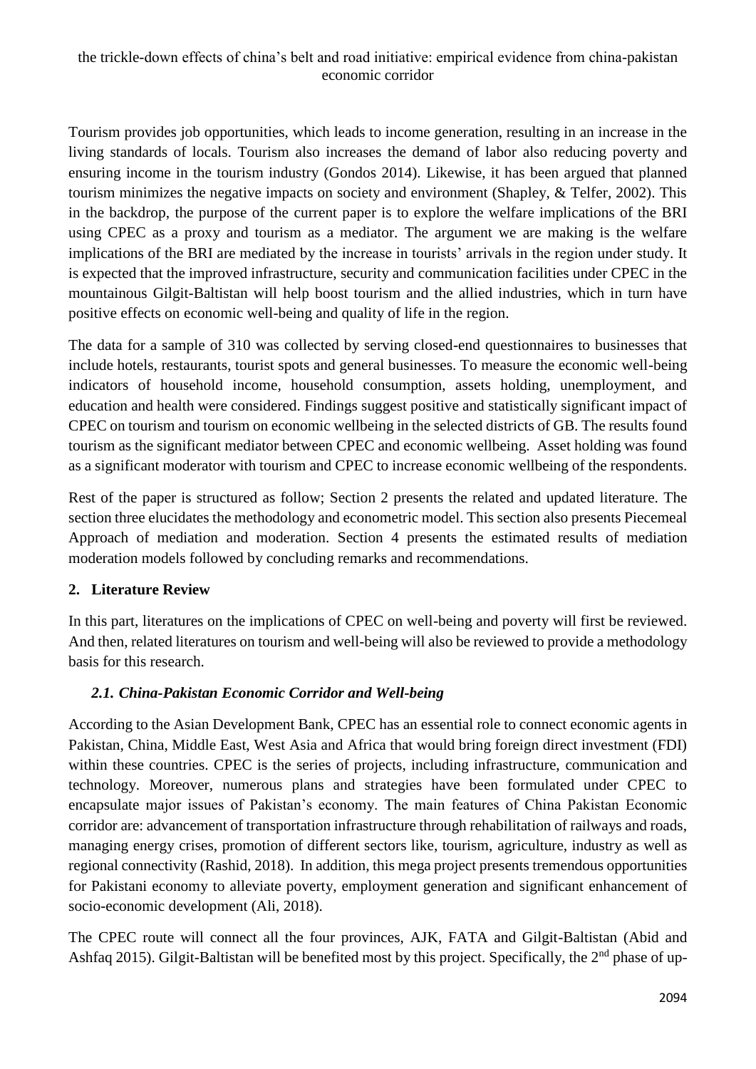Tourism provides job opportunities, which leads to income generation, resulting in an increase in the living standards of locals. Tourism also increases the demand of labor also reducing poverty and ensuring income in the tourism industry (Gondos 2014). Likewise, it has been argued that planned tourism minimizes the negative impacts on society and environment (Shapley, & Telfer, 2002). This in the backdrop, the purpose of the current paper is to explore the welfare implications of the BRI using CPEC as a proxy and tourism as a mediator. The argument we are making is the welfare implications of the BRI are mediated by the increase in tourists' arrivals in the region under study. It is expected that the improved infrastructure, security and communication facilities under CPEC in the mountainous Gilgit-Baltistan will help boost tourism and the allied industries, which in turn have positive effects on economic well-being and quality of life in the region.

The data for a sample of 310 was collected by serving closed-end questionnaires to businesses that include hotels, restaurants, tourist spots and general businesses. To measure the economic well-being indicators of household income, household consumption, assets holding, unemployment, and education and health were considered. Findings suggest positive and statistically significant impact of CPEC on tourism and tourism on economic wellbeing in the selected districts of GB. The results found tourism as the significant mediator between CPEC and economic wellbeing. Asset holding was found as a significant moderator with tourism and CPEC to increase economic wellbeing of the respondents.

Rest of the paper is structured as follow; Section 2 presents the related and updated literature. The section three elucidates the methodology and econometric model. This section also presents Piecemeal Approach of mediation and moderation. Section 4 presents the estimated results of mediation moderation models followed by concluding remarks and recommendations.

## 2. Literature Review

In this part, literatures on the implications of CPEC on well-being and poverty will first be reviewed. And then, related literatures on tourism and well-being will also be reviewed to provide a methodology basis for this research.

### *2.1. China-Pakistan Economic Corridor and Well-being*

According to the Asian Development Bank, CPEC has an essential role to connect economic agents in Pakistan, China, Middle East, West Asia and Africa that would bring foreign direct investment (FDI) within these countries. CPEC is the series of projects, including infrastructure, communication and technology. Moreover, numerous plans and strategies have been formulated under CPEC to encapsulate major issues of Pakistan's economy. The main features of China Pakistan Economic corridor are: advancement of transportation infrastructure through rehabilitation of railways and roads, managing energy crises, promotion of different sectors like, tourism, agriculture, industry as well as regional connectivity (Rashid, 2018). In addition, this mega project presents tremendous opportunities for Pakistani economy to alleviate poverty, employment generation and significant enhancement of socio-economic development (Ali, 2018).

The CPEC route will connect all the four provinces, AJK, FATA and Gilgit-Baltistan (Abid and Ashfaq 2015). Gilgit-Baltistan will be benefited most by this project. Specifically, the 2nd phase of up-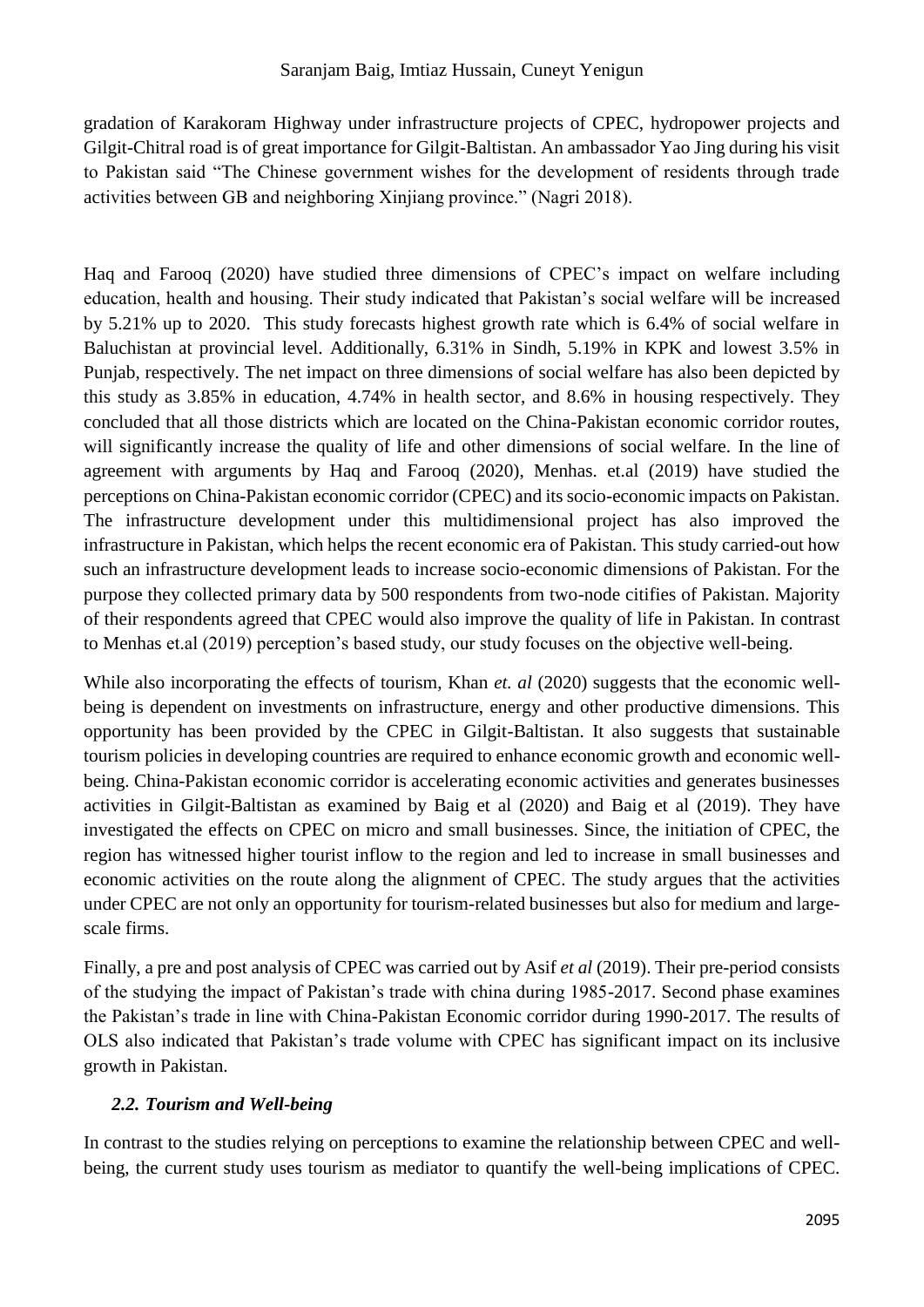gradation of Karakoram Highway under infrastructure projects of CPEC, hydropower projects and Gilgit-Chitral road is of great importance for Gilgit-Baltistan. An ambassador Yao Jing during his visit to Pakistan said "The Chinese government wishes for the development of residents through trade activities between GB and neighboring Xinjiang province." (Nagri 2018).

Haq and Farooq (2020) have studied three dimensions of CPEC's impact on welfare including education, health and housing. Their study indicated that Pakistan's social welfare will be increased by 5.21% up to 2020. This study forecasts highest growth rate which is 6.4% of social welfare in Baluchistan at provincial level. Additionally, 6.31% in Sindh, 5.19% in KPK and lowest 3.5% in Punjab, respectively. The net impact on three dimensions of social welfare has also been depicted by this study as 3.85% in education, 4.74% in health sector, and 8.6% in housing respectively. They concluded that all those districts which are located on the China-Pakistan economic corridor routes, will significantly increase the quality of life and other dimensions of social welfare. In the line of agreement with arguments by Haq and Farooq (2020), Menhas. et.al (2019) have studied the perceptions on China-Pakistan economic corridor (CPEC) and its socio-economic impacts on Pakistan. The infrastructure development under this multidimensional project has also improved the infrastructure in Pakistan, which helps the recent economic era of Pakistan. This study carried-out how such an infrastructure development leads to increase socio-economic dimensions of Pakistan. For the purpose they collected primary data by 500 respondents from two-node citifies of Pakistan. Majority of their respondents agreed that CPEC would also improve the quality of life in Pakistan. In contrast to Menhas et.al (2019) perception's based study, our study focuses on the objective well-being.

While also incorporating the effects of tourism, Khan *et. al* (2020) suggests that the economic well-being is dependent on investments on infrastructure, energy and other productive dimensions. This opportunity has been provided by the CPEC in Gilgit-Baltistan. It also suggests that sustainable tourism policies in developing countries are required to enhance economic growth and economic well-being. China-Pakistan economic corridor is accelerating economic activities and generates businesses activities in Gilgit-Baltistan as examined by Baig et al (2020) and Baig et al (2019). They have investigated the effects on CPEC on micro and small businesses. Since, the initiation of CPEC, the region has witnessed higher tourist inflow to the region and led to increase in small businesses and economic activities on the route along the alignment of CPEC. The study argues that the activities under CPEC are not only an opportunity for tourism-related businesses but also for medium and large-scale firms.

Finally, a pre and post analysis of CPEC was carried out by Asif *et al* (2019). Their pre-period consists of the studying the impact of Pakistan's trade with china during 1985-2017. Second phase examines the Pakistan's trade in line with China-Pakistan Economic corridor during 1990-2017. The results of OLS also indicated that Pakistan's trade volume with CPEC has significant impact on its inclusive growth in Pakistan.

### *2.2. Tourism and Well-being*

In contrast to the studies relying on perceptions to examine the relationship between CPEC and well-being, the current study uses tourism as mediator to quantify the well-being implications of CPEC.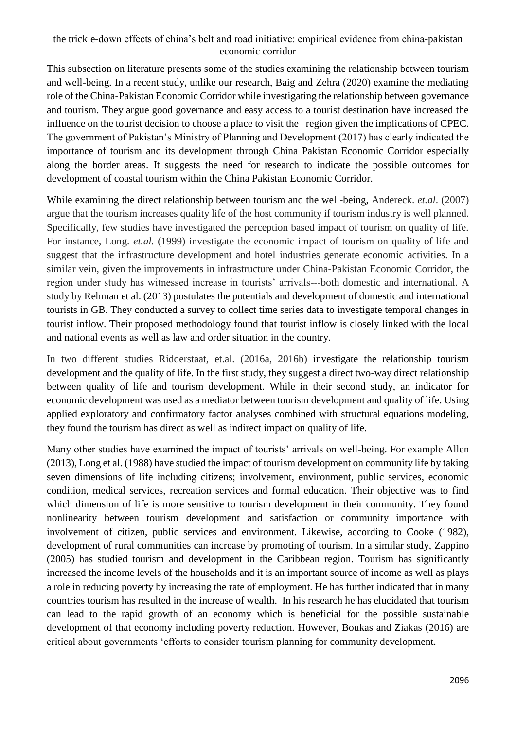This subsection on literature presents some of the studies examining the relationship between tourism and well-being. In a recent study, unlike our research, Baig and Zehra (2020) examine the mediating role of the China-Pakistan Economic Corridor while investigating the relationship between governance and tourism. They argue good governance and easy access to a tourist destination have increased the influence on the tourist decision to choose a place to visit the region given the implications of CPEC. The government of Pakistan's Ministry of Planning and Development (2017) has clearly indicated the importance of tourism and its development through China Pakistan Economic Corridor especially along the border areas. It suggests the need for research to indicate the possible outcomes for development of coastal tourism within the China Pakistan Economic Corridor.

While examining the direct relationship between tourism and the well-being, Andereck. *et.al*. (2007) argue that the tourism increases quality life of the host community if tourism industry is well planned. Specifically, few studies have investigated the perception based impact of tourism on quality of life. For instance, Long. *et.al.* (1999) investigate the economic impact of tourism on quality of life and suggest that the infrastructure development and hotel industries generate economic activities. In a similar vein, given the improvements in infrastructure under China-Pakistan Economic Corridor, the region under study has witnessed increase in tourists' arrivals---both domestic and international. A study by Rehman et al. (2013) postulates the potentials and development of domestic and international tourists in GB. They conducted a survey to collect time series data to investigate temporal changes in tourist inflow. Their proposed methodology found that tourist inflow is closely linked with the local and national events as well as law and order situation in the country.

In two different studies Ridderstaat, et.al. (2016a, 2016b) investigate the relationship tourism development and the quality of life. In the first study, they suggest a direct two-way direct relationship between quality of life and tourism development. While in their second study, an indicator for economic development was used as a mediator between tourism development and quality of life. Using applied exploratory and confirmatory factor analyses combined with structural equations modeling, they found the tourism has direct as well as indirect impact on quality of life.

Many other studies have examined the impact of tourists' arrivals on well-being. For example Allen (2013), Long et al. (1988) have studied the impact of tourism development on community life by taking seven dimensions of life including citizens; involvement, environment, public services, economic condition, medical services, recreation services and formal education. Their objective was to find which dimension of life is more sensitive to tourism development in their community. They found nonlinearity between tourism development and satisfaction or community importance with involvement of citizen, public services and environment. Likewise, according to Cooke (1982), development of rural communities can increase by promoting of tourism. In a similar study, Zappino (2005) has studied tourism and development in the Caribbean region. Tourism has significantly increased the income levels of the households and it is an important source of income as well as plays a role in reducing poverty by increasing the rate of employment. He has further indicated that in many countries tourism has resulted in the increase of wealth. In his research he has elucidated that tourism can lead to the rapid growth of an economy which is beneficial for the possible sustainable development of that economy including poverty reduction. However, Boukas and Ziakas (2016) are critical about governments 'efforts to consider tourism planning for community development.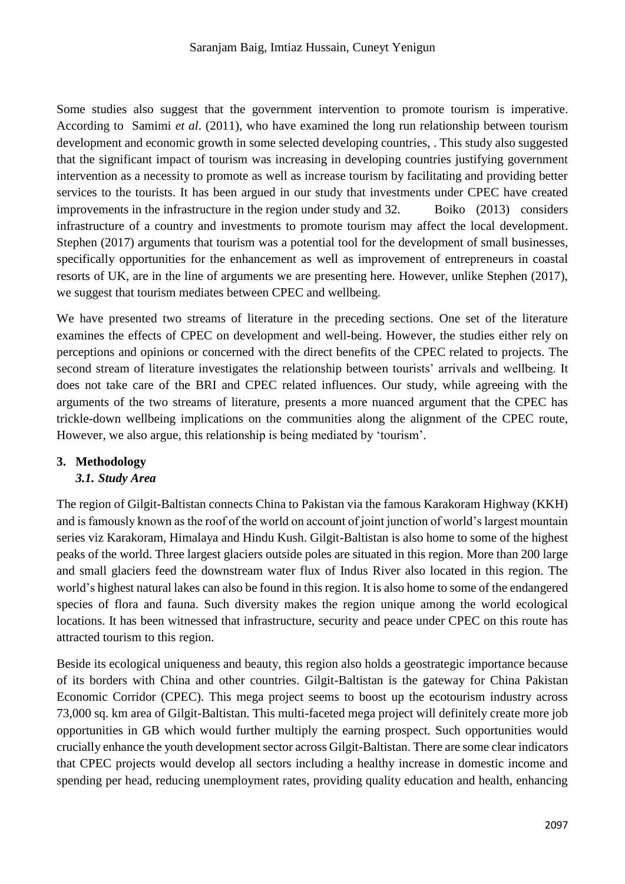Some studies also suggest that the government intervention to promote tourism is imperative. According to Samimi *et al*. (2011), who have examined the long run relationship between tourism development and economic growth in some selected developing countries, . This study also suggested that the significant impact of tourism was increasing in developing countries justifying government intervention as a necessity to promote as well as increase tourism by facilitating and providing better services to the tourists. It has been argued in our study that investments under CPEC have created improvements in the infrastructure in the region under study and 32. Boiko (2013) considers infrastructure of a country and investments to promote tourism may affect the local development. Stephen (2017) arguments that tourism was a potential tool for the development of small businesses, specifically opportunities for the enhancement as well as improvement of entrepreneurs in coastal resorts of UK, are in the line of arguments we are presenting here. However, unlike Stephen (2017), we suggest that tourism mediates between CPEC and wellbeing.

We have presented two streams of literature in the preceding sections. One set of the literature examines the effects of CPEC on development and well-being. However, the studies either rely on perceptions and opinions or concerned with the direct benefits of the CPEC related to projects. The second stream of literature investigates the relationship between tourists' arrivals and wellbeing. It does not take care of the BRI and CPEC related influences. Our study, while agreeing with the arguments of the two streams of literature, presents a more nuanced argument that the CPEC has trickle-down wellbeing implications on the communities along the alignment of the CPEC route, However, we also argue, this relationship is being mediated by 'tourism'.

## 3. Methodology

### *3.1. Study Area*

The region of Gilgit-Baltistan connects China to Pakistan via the famous Karakoram Highway (KKH) and is famously known as the roof of the world on account of joint junction of world's largest mountain series viz Karakoram, Himalaya and Hindu Kush. Gilgit-Baltistan is also home to some of the highest peaks of the world. Three largest glaciers outside poles are situated in this region. More than 200 large and small glaciers feed the downstream water flux of Indus River also located in this region. The world's highest natural lakes can also be found in this region. It is also home to some of the endangered species of flora and fauna. Such diversity makes the region unique among the world ecological locations. It has been witnessed that infrastructure, security and peace under CPEC on this route has attracted tourism to this region.

Beside its ecological uniqueness and beauty, this region also holds a geostrategic importance because of its borders with China and other countries. Gilgit-Baltistan is the gateway for China Pakistan Economic Corridor (CPEC). This mega project seems to boost up the ecotourism industry across 73,000 sq. km area of Gilgit-Baltistan. This multi-faceted mega project will definitely create more job opportunities in GB which would further multiply the earning prospect. Such opportunities would crucially enhance the youth development sector across Gilgit-Baltistan. There are some clear indicators that CPEC projects would develop all sectors including a healthy increase in domestic income and spending per head, reducing unemployment rates, providing quality education and health, enhancing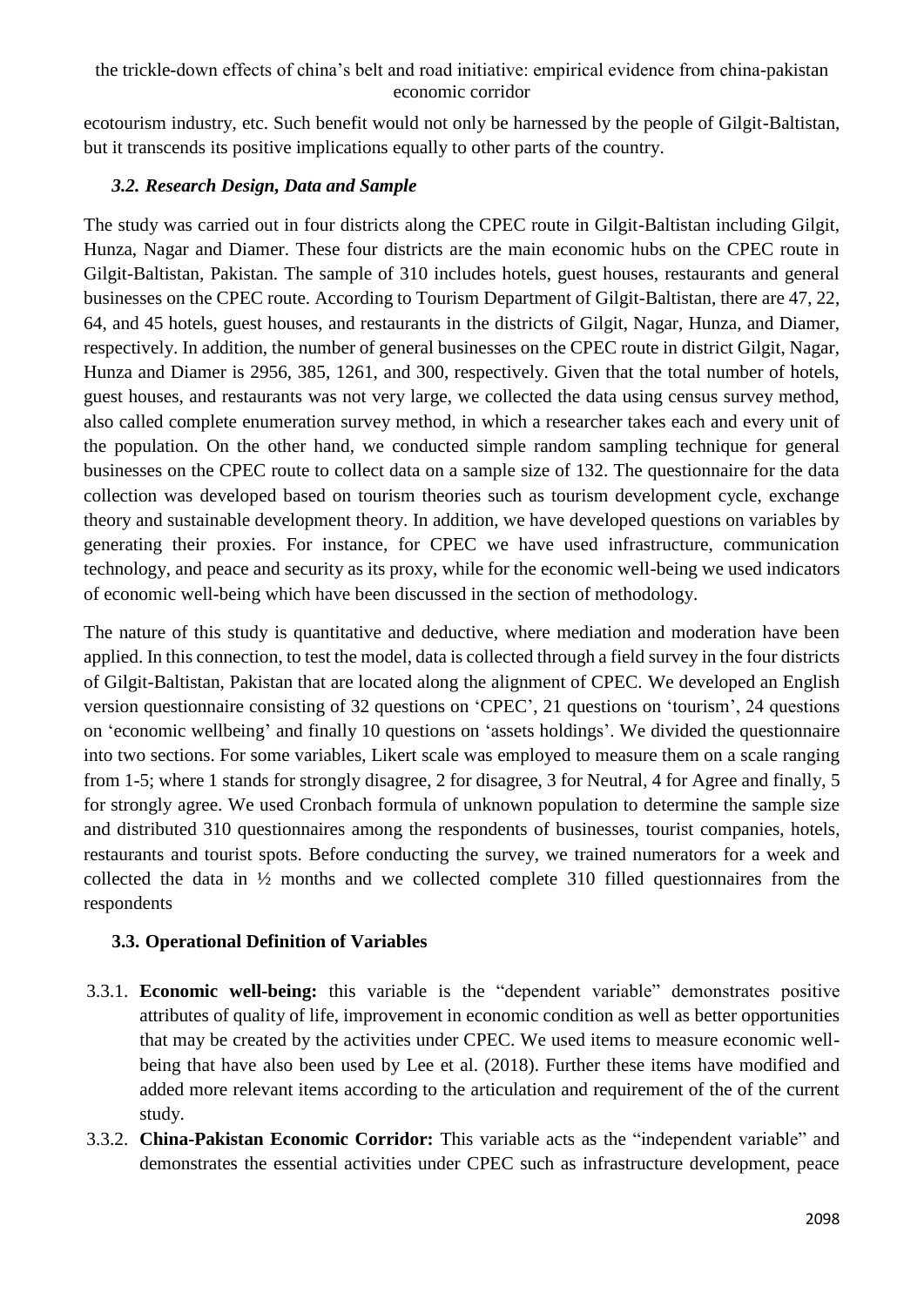ecotourism industry, etc. Such benefit would not only be harnessed by the people of Gilgit-Baltistan, but it transcends its positive implications equally to other parts of the country.

### *3.2. Research Design, Data and Sample*

The study was carried out in four districts along the CPEC route in Gilgit-Baltistan including Gilgit, Hunza, Nagar and Diamer. These four districts are the main economic hubs on the CPEC route in Gilgit-Baltistan, Pakistan. The sample of 310 includes hotels, guest houses, restaurants and general businesses on the CPEC route. According to Tourism Department of Gilgit-Baltistan, there are 47, 22, 64, and 45 hotels, guest houses, and restaurants in the districts of Gilgit, Nagar, Hunza, and Diamer, respectively. In addition, the number of general businesses on the CPEC route in district Gilgit, Nagar, Hunza and Diamer is 2956, 385, 1261, and 300, respectively. Given that the total number of hotels, guest houses, and restaurants was not very large, we collected the data using census survey method, also called complete enumeration survey method, in which a researcher takes each and every unit of the population. On the other hand, we conducted simple random sampling technique for general businesses on the CPEC route to collect data on a sample size of 132. The questionnaire for the data collection was developed based on tourism theories such as tourism development cycle, exchange theory and sustainable development theory. In addition, we have developed questions on variables by generating their proxies. For instance, for CPEC we have used infrastructure, communication technology, and peace and security as its proxy, while for the economic well-being we used indicators of economic well-being which have been discussed in the section of methodology.

The nature of this study is quantitative and deductive, where mediation and moderation have been applied. In this connection, to test the model, data is collected through a field survey in the four districts of Gilgit-Baltistan, Pakistan that are located along the alignment of CPEC. We developed an English version questionnaire consisting of 32 questions on 'CPEC', 21 questions on 'tourism', 24 questions on 'economic wellbeing' and finally 10 questions on 'assets holdings'. We divided the questionnaire into two sections. For some variables, Likert scale was employed to measure them on a scale ranging from 1-5; where 1 stands for strongly disagree, 2 for disagree, 3 for Neutral, 4 for Agree and finally, 5 for strongly agree. We used Cronbach formula of unknown population to determine the sample size and distributed 310 questionnaires among the respondents of businesses, tourist companies, hotels, restaurants and tourist spots. Before conducting the survey, we trained numerators for a week and collected the data in ½ months and we collected complete 310 filled questionnaires from the respondents

### **3.3. Operational Definition of Variables**

3.3.1. **Economic well-being:** this variable is the "dependent variable" demonstrates positive attributes of quality of life, improvement in economic condition as well as better opportunities that may be created by the activities under CPEC. We used items to measure economic well-being that have also been used by Lee et al. (2018). Further these items have modified and added more relevant items according to the articulation and requirement of the of the current study.

3.3.2. **China-Pakistan Economic Corridor:** This variable acts as the "independent variable" and demonstrates the essential activities under CPEC such as infrastructure development, peace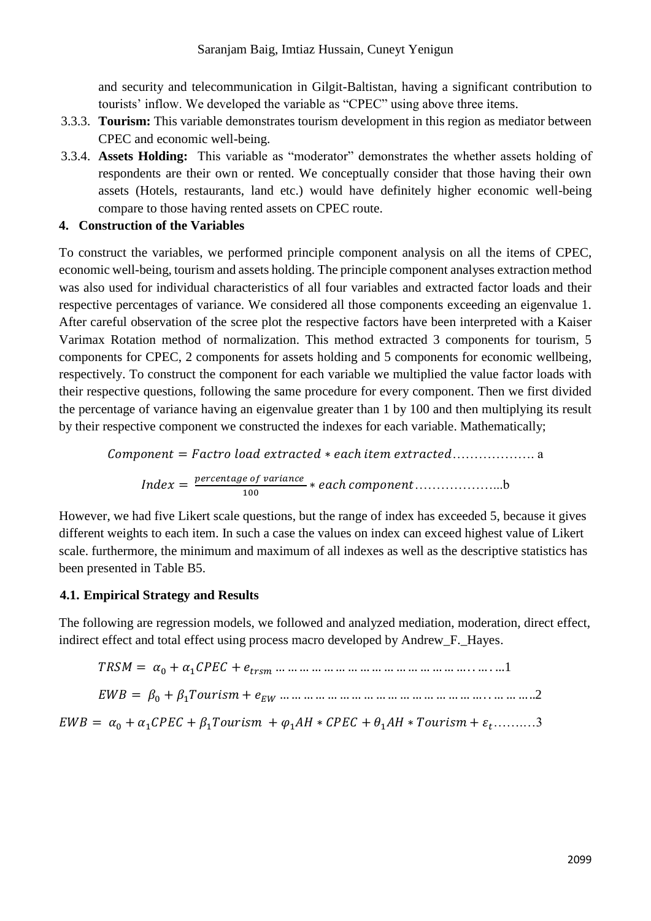and security and telecommunication in Gilgit-Baltistan, having a significant contribution to tourists' inflow. We developed the variable as "CPEC" using above three items.

3.3.3. **Tourism:** This variable demonstrates tourism development in this region as mediator between CPEC and economic well-being.

3.3.4. **Assets Holding:** This variable as "moderator" demonstrates the whether assets holding of respondents are their own or rented. We conceptually consider that those having their own assets (Hotels, restaurants, land etc.) would have definitely higher economic well-being compare to those having rented assets on CPEC route.

## 4. Construction of the Variables

To construct the variables, we performed principle component analysis on all the items of CPEC, economic well-being, tourism and assets holding. The principle component analyses extraction method was also used for individual characteristics of all four variables and extracted factor loads and their respective percentages of variance. We considered all those components exceeding an eigenvalue 1. After careful observation of the scree plot the respective factors have been interpreted with a Kaiser Varimax Rotation method of normalization. This method extracted 3 components for tourism, 5 components for CPEC, 2 components for assets holding and 5 components for economic wellbeing, respectively. To construct the component for each variable we multiplied the value factor loads with their respective questions, following the same procedure for every component. Then we first divided the percentage of variance having an eigenvalue greater than 1 by 100 and then multiplying its result by their respective component we constructed the indexes for each variable. Mathematically;

$$Component = Factro\ load\ extracted * each\ item\ extracted \quad \text{………………. a}$$

$$Index = \frac{percentage\ of\ variance}{100} * each\ component \quad \text{………………...b}$$

However, we had five Likert scale questions, but the range of index has exceeded 5, because it gives different weights to each item. In such a case the values on index can exceed highest value of Likert scale. furthermore, the minimum and maximum of all indexes as well as the descriptive statistics has been presented in Table B5.

### 4.1. Empirical Strategy and Results

The following are regression models, we followed and analyzed mediation, moderation, direct effect, indirect effect and total effect using process macro developed by Andrew_F._Hayes.

$$TRSM = \alpha_0 + \alpha_1 CPEC + e_{trsm} \quad \text{………………………………………..1}$$

$$EWB = \beta_0 + \beta_1 Tourism + e_{EW} \quad \text{…………………………………………..2}$$

$$EWB = \alpha_0 + \alpha_1 CPEC + \beta_1 Tourism + \varphi_1 AH * CPEC + \theta_1 AH * Tourism + \varepsilon_t \quad \text{………3}$$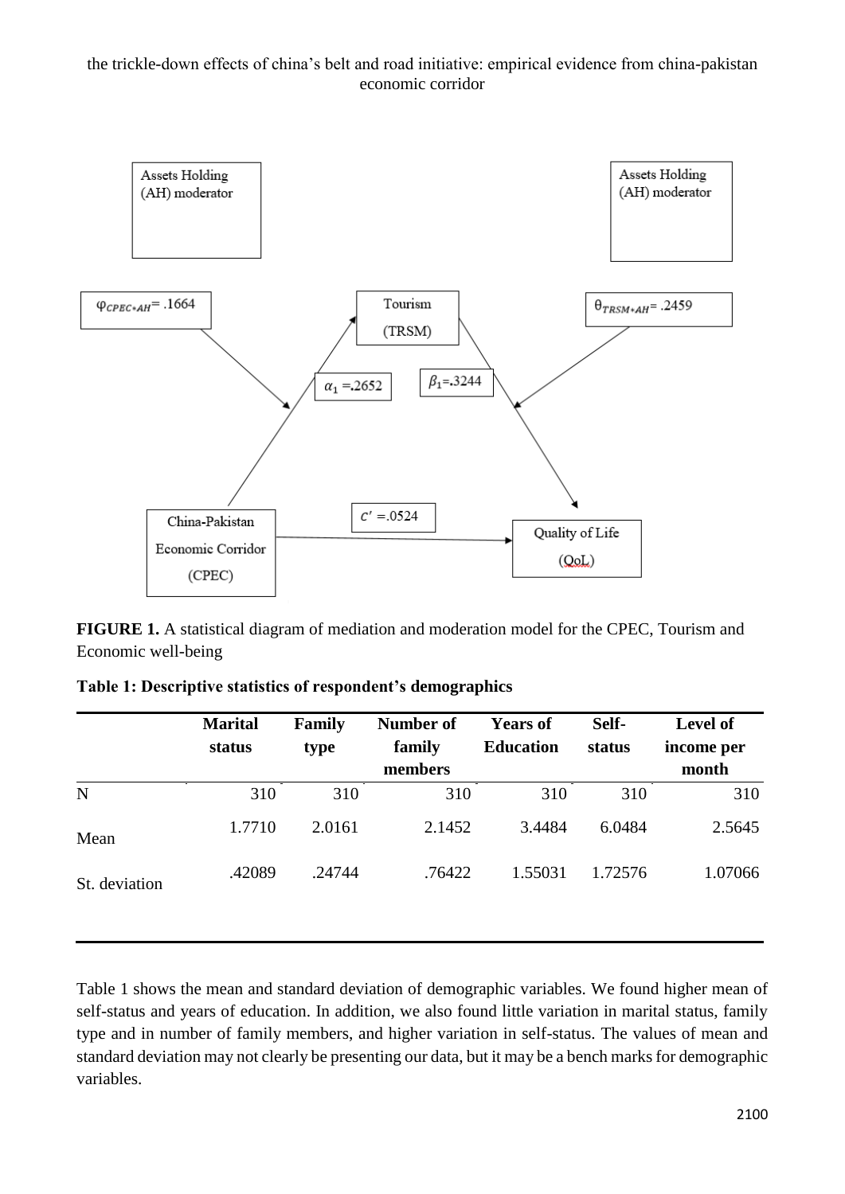Assets Holding (AH) moderator

Assets Holding (AH) moderator

$\varphi_{CPEC*AH}$= .1664

Tourism (TRSM)

$\theta_{TRSM*AH}$= .2459

$\alpha_1$ =.2652

$\beta_1$=.3244

$c'$ =.0524

China-Pakistan Economic Corridor (CPEC)

Quality of Life (QoL)

**FIGURE 1.** A statistical diagram of mediation and moderation model for the CPEC, Tourism and Economic well-being

**Table 1: Descriptive statistics of respondent's demographics**

| | Marital status | Family type | Number of family members | Years of Education | Self-status | Level of income per month |
|---|---|---|---|---|---|---|
| N | 310 | 310 | 310 | 310 | 310 | 310 |
| Mean | 1.7710 | 2.0161 | 2.1452 | 3.4484 | 6.0484 | 2.5645 |
| St. deviation | .42089 | .24744 | .76422 | 1.55031 | 1.72576 | 1.07066 |

Table 1 shows the mean and standard deviation of demographic variables. We found higher mean of self-status and years of education. In addition, we also found little variation in marital status, family type and in number of family members, and higher variation in self-status. The values of mean and standard deviation may not clearly be presenting our data, but it may be a bench marks for demographic variables.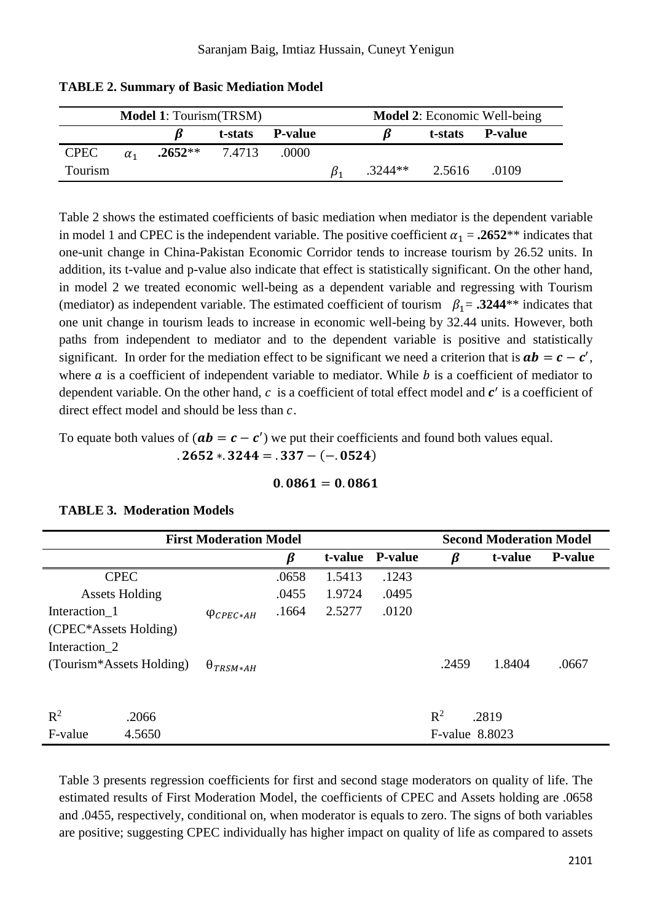**TABLE 2. Summary of Basic Mediation Model**

| | | **Model 1**: Tourism(TRSM) | | | | **Model 2**: Economic Well-being | | |
|---|---|---|---|---|---|---|---|---|
| | | $\boldsymbol{\beta}$ | **t-stats** | **P-value** | | $\boldsymbol{\beta}$ | **t-stats** | **P-value** |
| CPEC | $\alpha_1$ | **.2652**** | 7.4713 | .0000 | | | | |
| Tourism | | | | | $\beta_1$ | .3244** | 2.5616 | .0109 |

Table 2 shows the estimated coefficients of basic mediation when mediator is the dependent variable in model 1 and CPEC is the independent variable. The positive coefficient $\alpha_1$ = **.2652**** indicates that one-unit change in China-Pakistan Economic Corridor tends to increase tourism by 26.52 units. In addition, its t-value and p-value also indicate that effect is statistically significant. On the other hand, in model 2 we treated economic well-being as a dependent variable and regressing with Tourism (mediator) as independent variable. The estimated coefficient of tourism $\beta_1$= **.3244**** indicates that one unit change in tourism leads to increase in economic well-being by 32.44 units. However, both paths from independent to mediator and to the dependent variable is positive and statistically significant. In order for the mediation effect to be significant we need a criterion that is $\boldsymbol{ab = c - c'}$, where $a$ is a coefficient of independent variable to mediator. While $b$ is a coefficient of mediator to dependent variable. On the other hand, $c$ is a coefficient of total effect model and $\boldsymbol{c'}$ is a coefficient of direct effect model and should be less than $c$.

To equate both values of ($\boldsymbol{ab = c - c'}$) we put their coefficients and found both values equal.

$$\mathbf{.2652 * .3244 = .337 - (-.0524)}$$

$$\mathbf{0.0861 = 0.0861}$$

**TABLE 3. Moderation Models**

| | | **First Moderation Model** | | | **Second Moderation Model** | | |
|---|---|---|---|---|---|---|---|
| | | $\boldsymbol{\beta}$ | **t-value** | **P-value** | $\boldsymbol{\beta}$ | **t-value** | **P-value** |
| CPEC | | .0658 | 1.5413 | .1243 | | | |
| Assets Holding | | .0455 | 1.9724 | .0495 | | | |
| Interaction_1 (CPEC*Assets Holding) | $\varphi_{CPEC*AH}$ | .1664 | 2.5277 | .0120 | | | |
| Interaction_2 (Tourism*Assets Holding) | $\theta_{TRSM*AH}$ | | | | .2459 | 1.8404 | .0667 |
| $R^2$ | .2066 | | | | $R^2$ | .2819 | |
| F-value | 4.5650 | | | | F-value | 8.8023 | |

Table 3 presents regression coefficients for first and second stage moderators on quality of life. The estimated results of First Moderation Model, the coefficients of CPEC and Assets holding are .0658 and .0455, respectively, conditional on, when moderator is equals to zero. The signs of both variables are positive; suggesting CPEC individually has higher impact on quality of life as compared to assets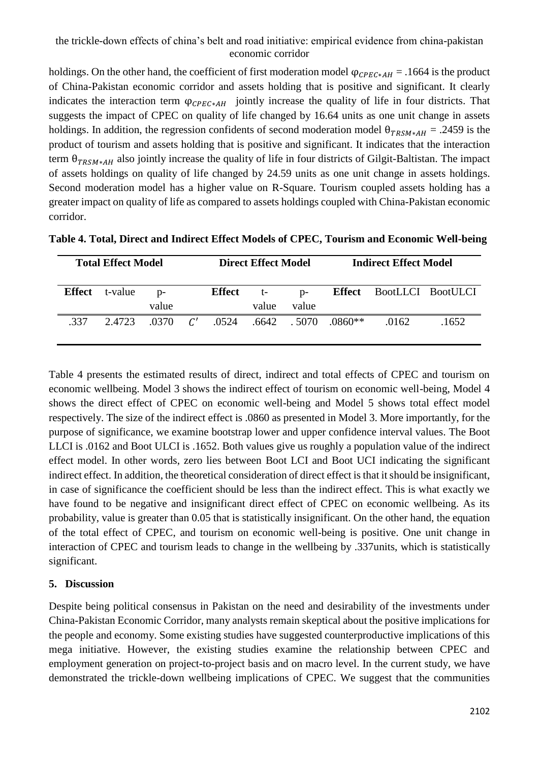holdings. On the other hand, the coefficient of first moderation model $\varphi_{CPEC*AH}$ = .1664 is the product of China-Pakistan economic corridor and assets holding that is positive and significant. It clearly indicates the interaction term $\varphi_{CPEC*AH}$ jointly increase the quality of life in four districts. That suggests the impact of CPEC on quality of life changed by 16.64 units as one unit change in assets holdings. In addition, the regression confidents of second moderation model $\theta_{TRSM*AH}$ = .2459 is the product of tourism and assets holding that is positive and significant. It indicates that the interaction term $\theta_{TRSM*AH}$ also jointly increase the quality of life in four districts of Gilgit-Baltistan. The impact of assets holdings on quality of life changed by 24.59 units as one unit change in assets holdings. Second moderation model has a higher value on R-Square. Tourism coupled assets holding has a greater impact on quality of life as compared to assets holdings coupled with China-Pakistan economic corridor.

**Table 4. Total, Direct and Indirect Effect Models of CPEC, Tourism and Economic Well-being**

| Total Effect Model | | | | Direct Effect Model | | | Indirect Effect Model | | |
|---|---|---|---|---|---|---|---|---|---|
| **Effect** | t-value | p-value | | **Effect** | t-value | p-value | **Effect** | BootLLCI | BootULCI |
| .337 | 2.4723 | .0370 | $C'$ | .0524 | .6642 | .5070 | .0860** | .0162 | .1652 |

Table 4 presents the estimated results of direct, indirect and total effects of CPEC and tourism on economic wellbeing. Model 3 shows the indirect effect of tourism on economic well-being, Model 4 shows the direct effect of CPEC on economic well-being and Model 5 shows total effect model respectively. The size of the indirect effect is .0860 as presented in Model 3. More importantly, for the purpose of significance, we examine bootstrap lower and upper confidence interval values. The Boot LLCI is .0162 and Boot ULCI is .1652. Both values give us roughly a population value of the indirect effect model. In other words, zero lies between Boot LCI and Boot UCI indicating the significant indirect effect. In addition, the theoretical consideration of direct effect is that it should be insignificant, in case of significance the coefficient should be less than the indirect effect. This is what exactly we have found to be negative and insignificant direct effect of CPEC on economic wellbeing. As its probability, value is greater than 0.05 that is statistically insignificant. On the other hand, the equation of the total effect of CPEC, and tourism on economic well-being is positive. One unit change in interaction of CPEC and tourism leads to change in the wellbeing by .337units, which is statistically significant.

## 5. Discussion

Despite being political consensus in Pakistan on the need and desirability of the investments under China-Pakistan Economic Corridor, many analysts remain skeptical about the positive implications for the people and economy. Some existing studies have suggested counterproductive implications of this mega initiative. However, the existing studies examine the relationship between CPEC and employment generation on project-to-project basis and on macro level. In the current study, we have demonstrated the trickle-down wellbeing implications of CPEC. We suggest that the communities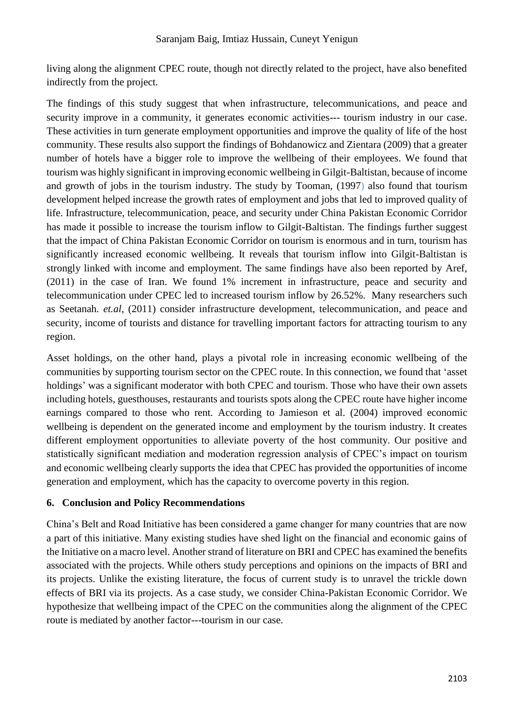living along the alignment CPEC route, though not directly related to the project, have also benefited indirectly from the project.

The findings of this study suggest that when infrastructure, telecommunications, and peace and security improve in a community, it generates economic activities--- tourism industry in our case. These activities in turn generate employment opportunities and improve the quality of life of the host community. These results also support the findings of Bohdanowicz and Zientara (2009) that a greater number of hotels have a bigger role to improve the wellbeing of their employees. We found that tourism was highly significant in improving economic wellbeing in Gilgit-Baltistan, because of income and growth of jobs in the tourism industry. The study by Tooman, (1997) also found that tourism development helped increase the growth rates of employment and jobs that led to improved quality of life. Infrastructure, telecommunication, peace, and security under China Pakistan Economic Corridor has made it possible to increase the tourism inflow to Gilgit-Baltistan. The findings further suggest that the impact of China Pakistan Economic Corridor on tourism is enormous and in turn, tourism has significantly increased economic wellbeing. It reveals that tourism inflow into Gilgit-Baltistan is strongly linked with income and employment. The same findings have also been reported by Aref, (2011) in the case of Iran. We found 1% increment in infrastructure, peace and security and telecommunication under CPEC led to increased tourism inflow by 26.52%. Many researchers such as Seetanah. *et.al*, (2011) consider infrastructure development, telecommunication, and peace and security, income of tourists and distance for travelling important factors for attracting tourism to any region.

Asset holdings, on the other hand, plays a pivotal role in increasing economic wellbeing of the communities by supporting tourism sector on the CPEC route. In this connection, we found that 'asset holdings' was a significant moderator with both CPEC and tourism. Those who have their own assets including hotels, guesthouses, restaurants and tourists spots along the CPEC route have higher income earnings compared to those who rent. According to Jamieson et al. (2004) improved economic wellbeing is dependent on the generated income and employment by the tourism industry. It creates different employment opportunities to alleviate poverty of the host community. Our positive and statistically significant mediation and moderation regression analysis of CPEC's impact on tourism and economic wellbeing clearly supports the idea that CPEC has provided the opportunities of income generation and employment, which has the capacity to overcome poverty in this region.

## 6. Conclusion and Policy Recommendations

China's Belt and Road Initiative has been considered a game changer for many countries that are now a part of this initiative. Many existing studies have shed light on the financial and economic gains of the Initiative on a macro level. Another strand of literature on BRI and CPEC has examined the benefits associated with the projects. While others study perceptions and opinions on the impacts of BRI and its projects. Unlike the existing literature, the focus of current study is to unravel the trickle down effects of BRI via its projects. As a case study, we consider China-Pakistan Economic Corridor. We hypothesize that wellbeing impact of the CPEC on the communities along the alignment of the CPEC route is mediated by another factor---tourism in our case.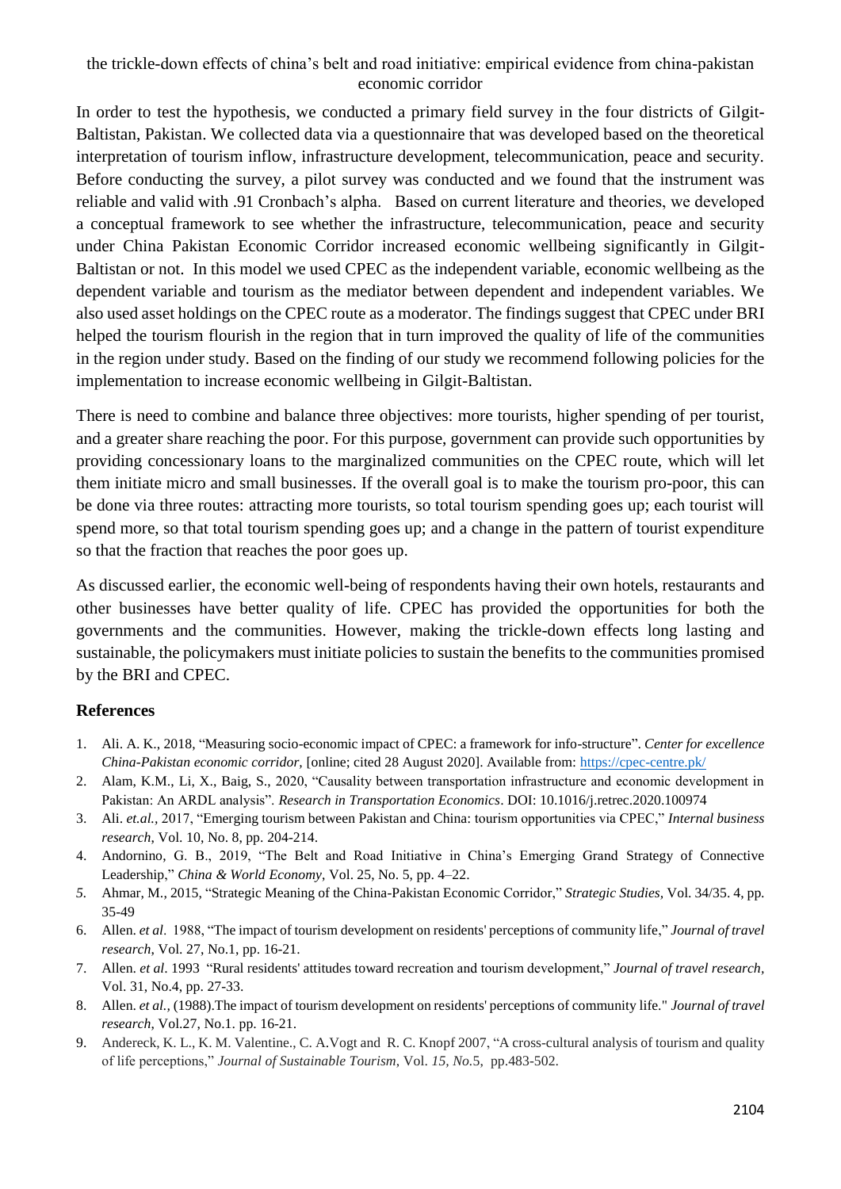In order to test the hypothesis, we conducted a primary field survey in the four districts of Gilgit-Baltistan, Pakistan. We collected data via a questionnaire that was developed based on the theoretical interpretation of tourism inflow, infrastructure development, telecommunication, peace and security. Before conducting the survey, a pilot survey was conducted and we found that the instrument was reliable and valid with .91 Cronbach's alpha. Based on current literature and theories, we developed a conceptual framework to see whether the infrastructure, telecommunication, peace and security under China Pakistan Economic Corridor increased economic wellbeing significantly in Gilgit-Baltistan or not. In this model we used CPEC as the independent variable, economic wellbeing as the dependent variable and tourism as the mediator between dependent and independent variables. We also used asset holdings on the CPEC route as a moderator. The findings suggest that CPEC under BRI helped the tourism flourish in the region that in turn improved the quality of life of the communities in the region under study. Based on the finding of our study we recommend following policies for the implementation to increase economic wellbeing in Gilgit-Baltistan.

There is need to combine and balance three objectives: more tourists, higher spending of per tourist, and a greater share reaching the poor. For this purpose, government can provide such opportunities by providing concessionary loans to the marginalized communities on the CPEC route, which will let them initiate micro and small businesses. If the overall goal is to make the tourism pro-poor, this can be done via three routes: attracting more tourists, so total tourism spending goes up; each tourist will spend more, so that total tourism spending goes up; and a change in the pattern of tourist expenditure so that the fraction that reaches the poor goes up.

As discussed earlier, the economic well-being of respondents having their own hotels, restaurants and other businesses have better quality of life. CPEC has provided the opportunities for both the governments and the communities. However, making the trickle-down effects long lasting and sustainable, the policymakers must initiate policies to sustain the benefits to the communities promised by the BRI and CPEC.

## References

1. Ali. A. K., 2018, "Measuring socio-economic impact of CPEC: a framework for info-structure". *Center for excellence China-Pakistan economic corridor,* [online; cited 28 August 2020]. Available from: https://cpec-centre.pk/
2. Alam, K.M., Li, X., Baig, S., 2020, "Causality between transportation infrastructure and economic development in Pakistan: An ARDL analysis". *Research in Transportation Economics*. DOI: 10.1016/j.retrec.2020.100974
3. Ali. *et.al.*, 2017, "Emerging tourism between Pakistan and China: tourism opportunities via CPEC," *Internal business research*, Vol. 10, No. 8, pp. 204-214.
4. Andornino, G. B., 2019, "The Belt and Road Initiative in China's Emerging Grand Strategy of Connective Leadership," *China & World Economy*, Vol. 25, No. 5, pp. 4–22.
5. Ahmar, M., 2015, "Strategic Meaning of the China-Pakistan Economic Corridor," *Strategic Studies,* Vol. 34/35. 4, pp. 35-49
6. Allen. *et al*. 1988, "The impact of tourism development on residents' perceptions of community life," *Journal of travel research*, Vol. 27, No.1, pp. 16-21.
7. Allen. *et al*. 1993 "Rural residents' attitudes toward recreation and tourism development," *Journal of travel research,* Vol. 31, No.4, pp. 27-33.
8. Allen. *et al.,* (1988).The impact of tourism development on residents' perceptions of community life." *Journal of travel research*, Vol.27, No.1. pp. 16-21.
9. Andereck, K. L., K. M. Valentine., C. A.Vogt and R. C. Knopf 2007, "A cross-cultural analysis of tourism and quality of life perceptions," *Journal of Sustainable Tourism*, Vol. *15, No.*5, pp.483-502.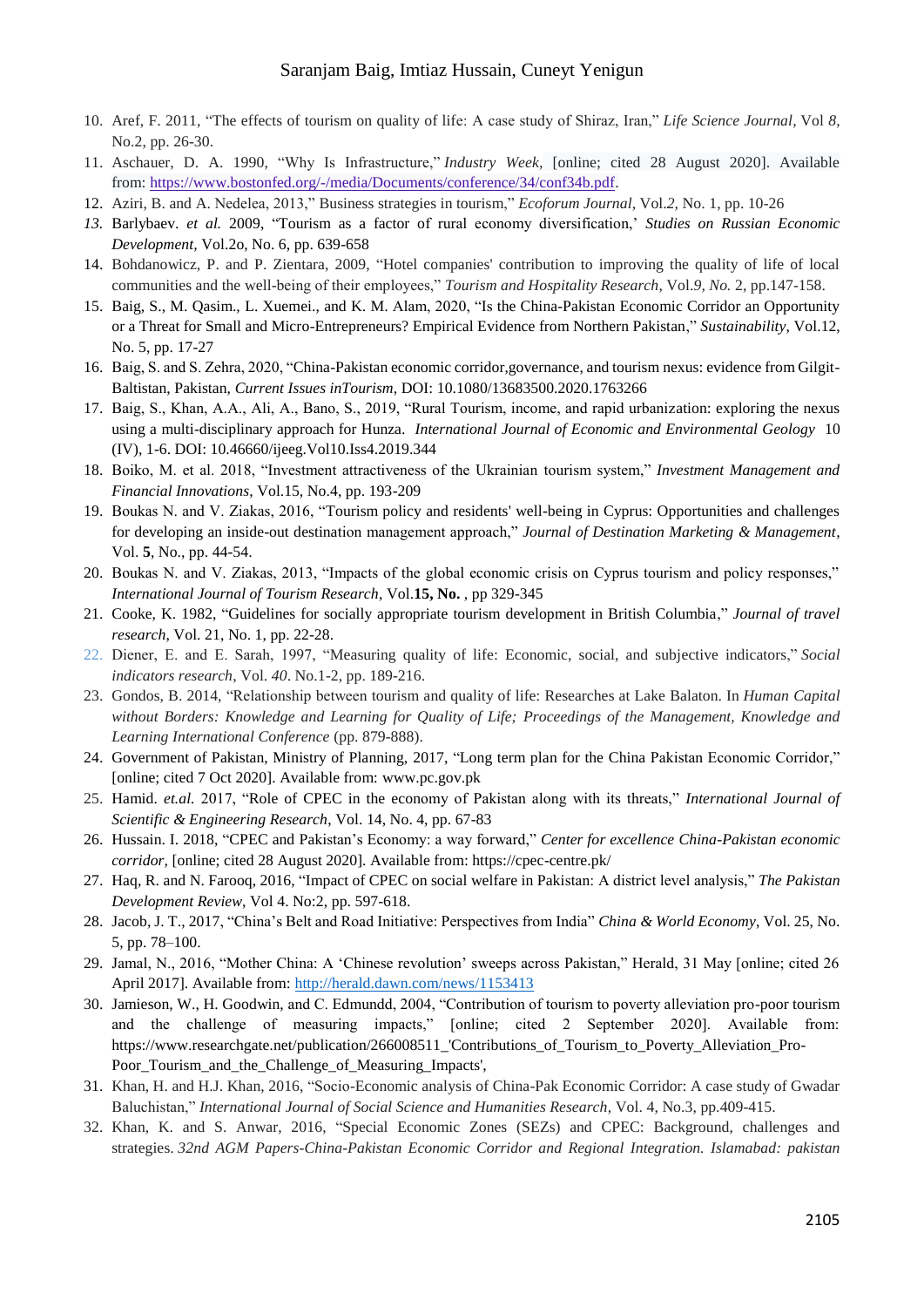10. Aref, F. 2011, "The effects of tourism on quality of life: A case study of Shiraz, Iran," *Life Science Journal*, Vol *8*, No.2, pp. 26-30.
11. Aschauer, D. A. 1990, "Why Is Infrastructure," *Industry Week*, [online; cited 28 August 2020]. Available from: https://www.bostonfed.org/-/media/Documents/conference/34/conf34b.pdf.
12. Aziri, B. and A. Nedelea, 2013," Business strategies in tourism," *Ecoforum Journal*, Vol.*2*, No. 1, pp. 10-26
13. Barlybaev. *et al.* 2009, "Tourism as a factor of rural economy diversification,' *Studies on Russian Economic Development*, Vol.2o, No. 6, pp. 639-658
14. Bohdanowicz, P. and P. Zientara, 2009, "Hotel companies' contribution to improving the quality of life of local communities and the well-being of their employees," *Tourism and Hospitality Research*, Vol.*9*, *No.* 2, pp.147-158.
15. Baig, S., M. Qasim., L. Xuemei., and K. M. Alam, 2020, "Is the China-Pakistan Economic Corridor an Opportunity or a Threat for Small and Micro-Entrepreneurs? Empirical Evidence from Northern Pakistan," *Sustainability*, Vol.12, No. 5, pp. 17-27
16. Baig, S. and S. Zehra, 2020, "China-Pakistan economic corridor,governance, and tourism nexus: evidence from Gilgit-Baltistan, Pakistan, *Current Issues inTourism*, DOI: 10.1080/13683500.2020.1763266
17. Baig, S., Khan, A.A., Ali, A., Bano, S., 2019, "Rural Tourism, income, and rapid urbanization: exploring the nexus using a multi-disciplinary approach for Hunza. *International Journal of Economic and Environmental Geology* 10 (IV), 1-6. DOI: 10.46660/ijeeg.Vol10.Iss4.2019.344
18. Boiko, M. et al. 2018, "Investment attractiveness of the Ukrainian tourism system," *Investment Management and Financial Innovations*, Vol.15, No.4, pp. 193-209
19. Boukas N. and V. Ziakas, 2016, "Tourism policy and residents' well-being in Cyprus: Opportunities and challenges for developing an inside-out destination management approach," *Journal of Destination Marketing & Management*, Vol. **5**, No., pp. 44-54.
20. Boukas N. and V. Ziakas, 2013, "Impacts of the global economic crisis on Cyprus tourism and policy responses," *International Journal of Tourism Research*, Vol.**15, No.** , pp 329-345
21. Cooke, K. 1982, "Guidelines for socially appropriate tourism development in British Columbia," *Journal of travel research*, Vol. 21, No. 1, pp. 22-28.
22. Diener, E. and E. Sarah, 1997, "Measuring quality of life: Economic, social, and subjective indicators," *Social indicators research*, Vol. *40*. No.1-2, pp. 189-216.
23. Gondos, B. 2014, "Relationship between tourism and quality of life: Researches at Lake Balaton. In *Human Capital without Borders: Knowledge and Learning for Quality of Life; Proceedings of the Management, Knowledge and Learning International Conference* (pp. 879-888).
24. Government of Pakistan, Ministry of Planning, 2017, "Long term plan for the China Pakistan Economic Corridor," [online; cited 7 Oct 2020]. Available from: www.pc.gov.pk
25. Hamid. *et.al.* 2017, "Role of CPEC in the economy of Pakistan along with its threats," *International Journal of Scientific & Engineering Research*, Vol. 14, No. 4, pp. 67-83
26. Hussain. I. 2018, "CPEC and Pakistan's Economy: a way forward," *Center for excellence China-Pakistan economic corridor*, [online; cited 28 August 2020]. Available from: https://cpec-centre.pk/
27. Haq, R. and N. Farooq, 2016, "Impact of CPEC on social welfare in Pakistan: A district level analysis," *The Pakistan Development Review*, Vol 4. No:2, pp. 597-618.
28. Jacob, J. T., 2017, "China's Belt and Road Initiative: Perspectives from India" *China & World Economy*, Vol. 25, No. 5, pp. 78–100.
29. Jamal, N., 2016, "Mother China: A 'Chinese revolution' sweeps across Pakistan," Herald, 31 May [online; cited 26 April 2017]. Available from: http://herald.dawn.com/news/1153413
30. Jamieson, W., H. Goodwin, and C. Edmundd, 2004, "Contribution of tourism to poverty alleviation pro-poor tourism and the challenge of measuring impacts," [online; cited 2 September 2020]. Available from: https://www.researchgate.net/publication/266008511_'Contributions_of_Tourism_to_Poverty_Alleviation_Pro-Poor_Tourism_and_the_Challenge_of_Measuring_Impacts',
31. Khan, H. and H.J. Khan, 2016, "Socio-Economic analysis of China-Pak Economic Corridor: A case study of Gwadar Baluchistan," *International Journal of Social Science and Humanities Research*, Vol. 4, No.3, pp.409-415.
32. Khan, K. and S. Anwar, 2016, "Special Economic Zones (SEZs) and CPEC: Background, challenges and strategies. *32nd AGM Papers-China-Pakistan Economic Corridor and Regional Integration. Islamabad: pakistan*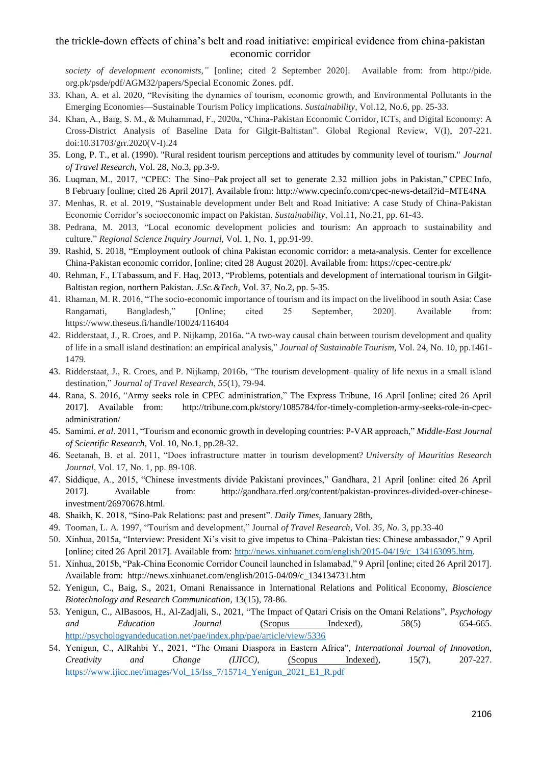*society of development economists,"* [online; cited 2 September 2020]. Available from: from http://pide. org.pk/psde/pdf/AGM32/papers/Special Economic Zones. pdf.

33. Khan, A. et al. 2020, "Revisiting the dynamics of tourism, economic growth, and Environmental Pollutants in the Emerging Economies—Sustainable Tourism Policy implications. *Sustainability,* Vol.12, No.6, pp. 25-33.
34. Khan, A., Baig, S. M., & Muhammad, F., 2020a, "China-Pakistan Economic Corridor, ICTs, and Digital Economy: A Cross-District Analysis of Baseline Data for Gilgit-Baltistan". Global Regional Review, V(I), 207-221. doi:10.31703/grr.2020(V-I).24
35. Long, P. T., et al. (1990). "Rural resident tourism perceptions and attitudes by community level of tourism." *Journal of Travel Research,* Vol. 28, No.3, pp.3-9.
36. Luqman, M., 2017, "CPEC: The Sino–Pak project all set to generate 2.32 million jobs in Pakistan," CPEC Info, 8 February [online; cited 26 April 2017]. Available from: http://www.cpecinfo.com/cpec-news-detail?id=MTE4NA
37. Menhas, R. et al. 2019, "Sustainable development under Belt and Road Initiative: A case Study of China-Pakistan Economic Corridor's socioeconomic impact on Pakistan. *Sustainability*, Vol.11, No.21, pp. 61-43.
38. Pedrana, M. 2013, "Local economic development policies and tourism: An approach to sustainability and culture," *Regional Science Inquiry Journal*, Vol. 1, No. 1, pp.91-99.
39. Rashid, S. 2018, "Employment outlook of china Pakistan economic corridor: a meta-analysis. Center for excellence China-Pakistan economic corridor, [online; cited 28 August 2020]. Available from: https://cpec-centre.pk/
40. Rehman, F., I.Tabassum, and F. Haq, 2013, "Problems, potentials and development of international tourism in Gilgit-Baltistan region, northern Pakistan. *J.Sc.&Tech,* Vol. 37, No.2, pp. 5-35.
41. Rhaman, M. R. 2016, "The socio-economic importance of tourism and its impact on the livelihood in south Asia: Case Rangamati, Bangladesh," [Online; cited 25 September, 2020]. Available from: https://www.theseus.fi/handle/10024/116404
42. Ridderstaat, J., R. Croes, and P. Nijkamp, 2016a. "A two-way causal chain between tourism development and quality of life in a small island destination: an empirical analysis," *Journal of Sustainable Tourism*, Vol. 24, No. 10, pp.1461-1479.
43. Ridderstaat, J., R. Croes, and P. Nijkamp, 2016b, "The tourism development–quality of life nexus in a small island destination," *Journal of Travel Research*, *55*(1), 79-94.
44. Rana, S. 2016, "Army seeks role in CPEC administration," The Express Tribune, 16 April [online; cited 26 April 2017]. Available from: http://tribune.com.pk/story/1085784/for-timely-completion-army-seeks-role-in-cpec-administration/
45. Samimi. *et al*. 2011, "Tourism and economic growth in developing countries: P-VAR approach," *Middle-East Journal of Scientific Research*, Vol. 10, No.1, pp.28-32.
46. Seetanah, B. et al. 2011, "Does infrastructure matter in tourism development? *University of Mauritius Research Journal*, Vol. 17, No. 1, pp. 89-108.
47. Siddique, A., 2015, "Chinese investments divide Pakistani provinces," Gandhara, 21 April [online: cited 26 April 2017]. Available from: http://gandhara.rferl.org/content/pakistan-provinces-divided-over-chinese-investment/26970678.html.
48. Shaikh, K. 2018, "Sino-Pak Relations: past and present". *Daily Times*, January 28th,
49. Tooman, L. A. 1997, "Tourism and development," Journal *of Travel Research*, Vol. *35, No.* 3, pp.33-40
50. Xinhua, 2015a, "Interview: President Xi's visit to give impetus to China–Pakistan ties: Chinese ambassador," 9 April [online; cited 26 April 2017]. Available from: http://news.xinhuanet.com/english/2015-04/19/c_134163095.htm.
51. Xinhua, 2015b, "Pak-China Economic Corridor Council launched in Islamabad," 9 April [online; cited 26 April 2017]. Available from: http://news.xinhuanet.com/english/2015-04/09/c_134134731.htm
52. Yenigun, C., Baig, S., 2021, Omani Renaissance in International Relations and Political Economy, *Bioscience Biotechnology and Research Communication*, 13(15), 78-86.
53. Yenigun, C., AlBasoos, H., Al-Zadjali, S., 2021, "The Impact of Qatari Crisis on the Omani Relations", *Psychology and Education Journal* (Scopus Indexed), 58(5) 654-665. http://psychologyandeducation.net/pae/index.php/pae/article/view/5336
54. Yenigun, C., AlRahbi Y., 2021, "The Omani Diaspora in Eastern Africa", *International Journal of Innovation, Creativity and Change (IJICC),* (Scopus Indexed), 15(7), 207-227. https://www.ijicc.net/images/Vol_15/Iss_7/15714_Yenigun_2021_E1_R.pdf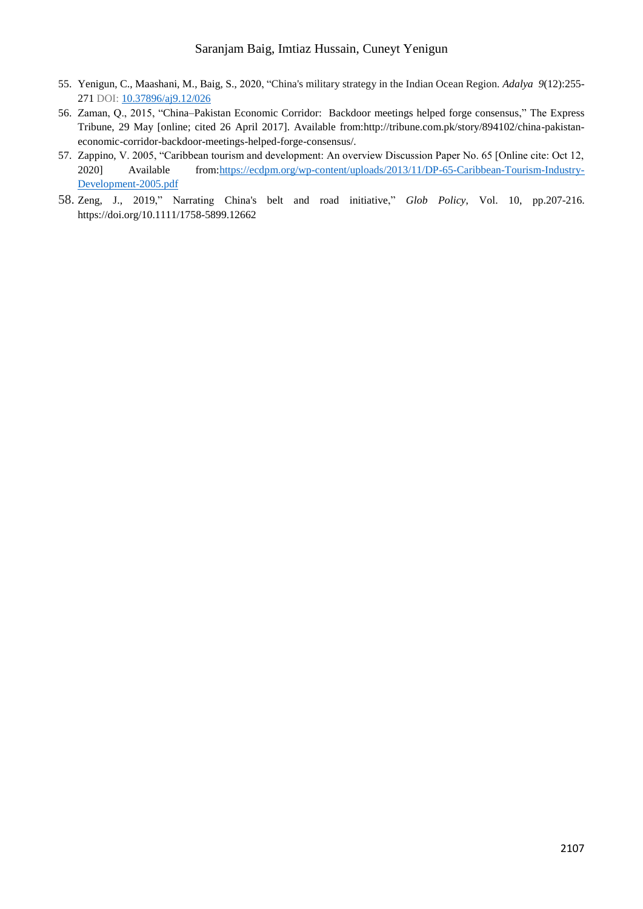55. Yenigun, C., Maashani, M., Baig, S., 2020, "China's military strategy in the Indian Ocean Region. *Adalya 9*(12):255-271 DOI: 10.37896/aj9.12/026
56. Zaman, Q., 2015, "China–Pakistan Economic Corridor: Backdoor meetings helped forge consensus," The Express Tribune, 29 May [online; cited 26 April 2017]. Available from:http://tribune.com.pk/story/894102/china-pakistan-economic-corridor-backdoor-meetings-helped-forge-consensus/.
57. Zappino, V. 2005, "Caribbean tourism and development: An overview Discussion Paper No. 65 [Online cite: Oct 12, 2020] Available from:https://ecdpm.org/wp-content/uploads/2013/11/DP-65-Caribbean-Tourism-Industry-Development-2005.pdf
58. Zeng, J., 2019," Narrating China's belt and road initiative," *Glob Policy*, Vol. 10, pp.207-216. https://doi.org/10.1111/1758-5899.12662